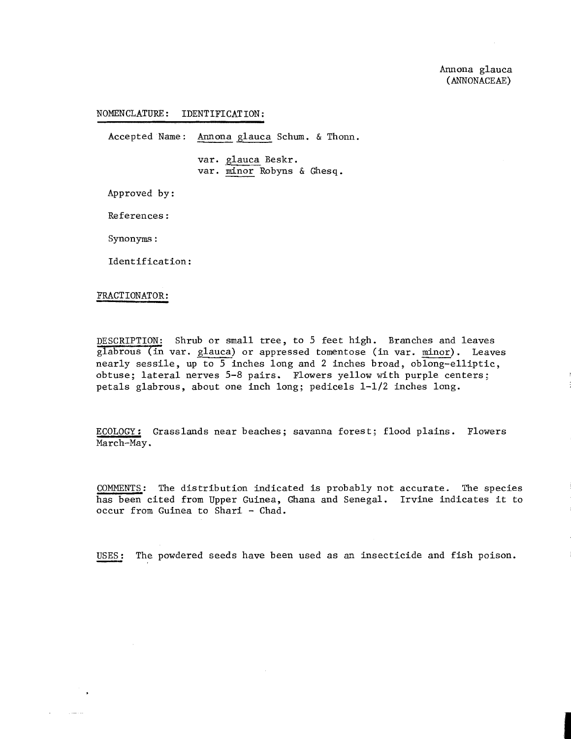Annona glauca
(ANNONACEAE)

NOMENCLATURE: IDENTIFICATION:

Accepted Name: *Annona glauca* Schum. & Thonn.

var. *glauca* Beskr.
var. *minor* Robyns & Ghesq.

Approved by:

References:

Synonyms:

Identification:

FRACTIONATOR:

DESCRIPTION: Shrub or small tree, to 5 feet high. Branches and leaves glabrous (in var. *glauca*) or appressed tomentose (in var. *minor*). Leaves nearly sessile, up to 5 inches long and 2 inches broad, oblong-elliptic, obtuse; lateral nerves 5-8 pairs. Flowers yellow with purple centers; petals glabrous, about one inch long; pedicels 1-1/2 inches long.

ECOLOGY: Grasslands near beaches; savanna forest; flood plains. Flowers March-May.

COMMENTS: The distribution indicated is probably not accurate. The species has been cited from Upper Guinea, Ghana and Senegal. Irvine indicates it to occur from Guinea to Shari - Chad.

USES: The powdered seeds have been used as an insecticide and fish poison.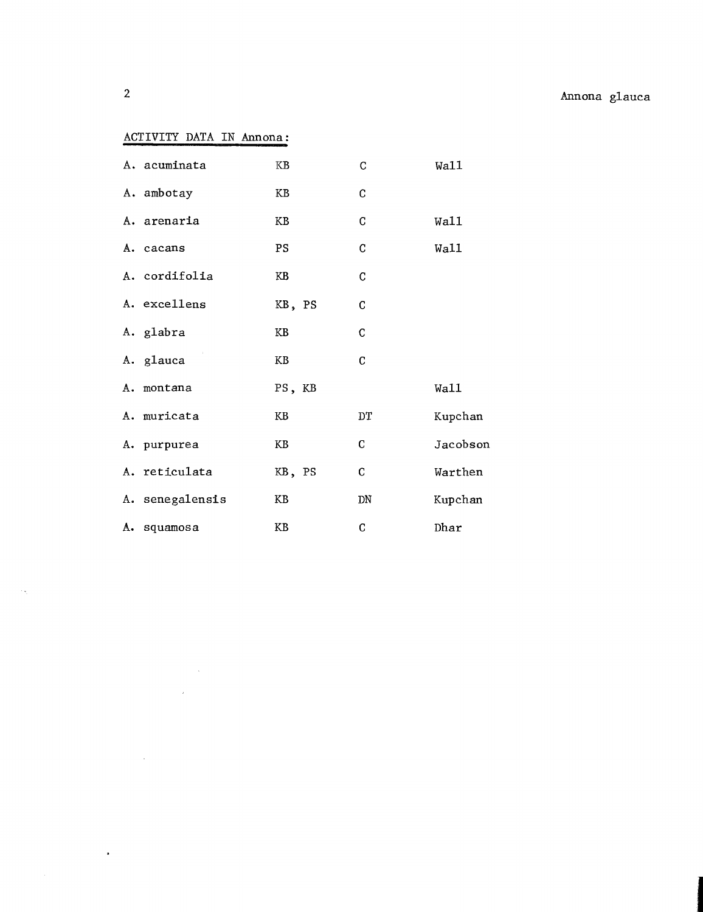ACTIVITY DATA IN *Annona*:

| | | | |
|---|---|---|---|
| A. acuminata | KB | C | Wall |
| A. ambotay | KB | C | |
| A. arenaria | KB | C | Wall |
| A. cacans | PS | C | Wall |
| A. cordifolia | KB | C | |
| A. excellens | KB, PS | C | |
| A. glabra | KB | C | |
| A. glauca | KB | C | |
| A. montana | PS, KB | | Wall |
| A. muricata | KB | DT | Kupchan |
| A. purpurea | KB | C | Jacobson |
| A. reticulata | KB, PS | C | Warthen |
| A. senegalensis | KB | DN | Kupchan |
| A. squamosa | KB | C | Dhar |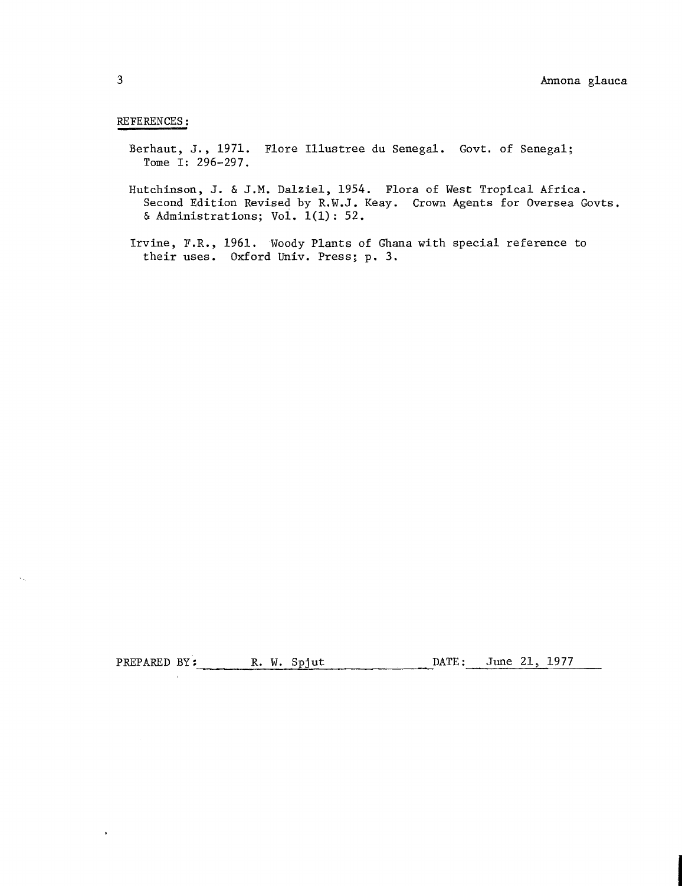REFERENCES:

Berhaut, J., 1971. Flore Illustree du Senegal. Govt. of Senegal; Tome I: 296-297.

Hutchinson, J. & J.M. Dalziel, 1954. Flora of West Tropical Africa. Second Edition Revised by R.W.J. Keay. Crown Agents for Oversea Govts. & Administrations; Vol. 1(1): 52.

Irvine, F.R., 1961. Woody Plants of Ghana with special reference to their uses. Oxford Univ. Press; p. 3.

PREPARED BY: R. W. Spjut DATE: June 21, 1977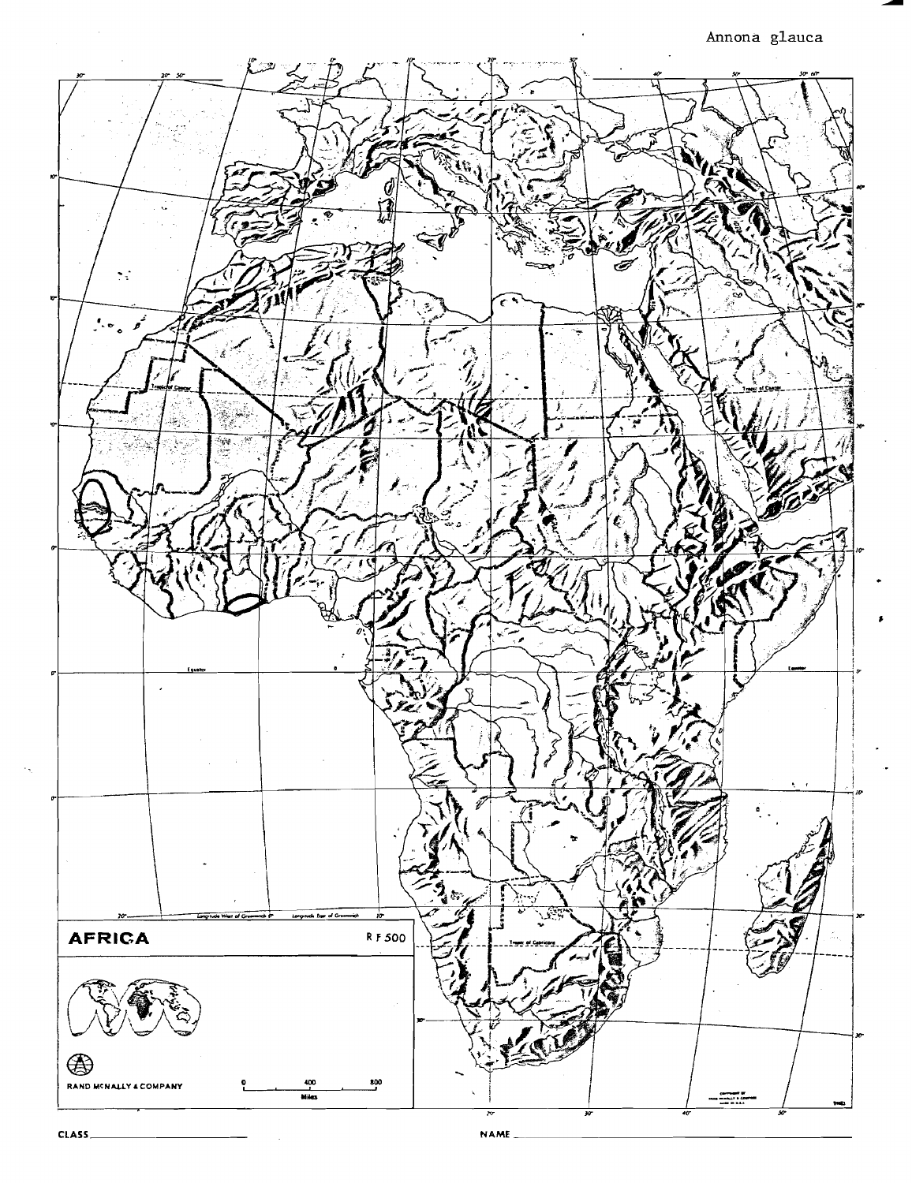Annona glauca

AFRICA

R F 500

RAND McNALLY & COMPANY

CLASS

NAME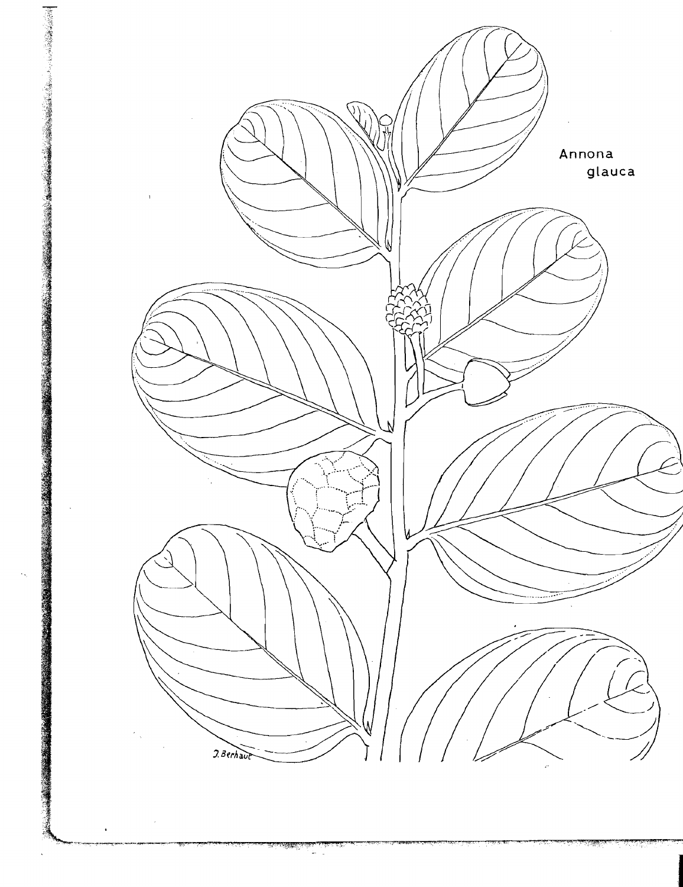Annona glauca

J. Berhaut